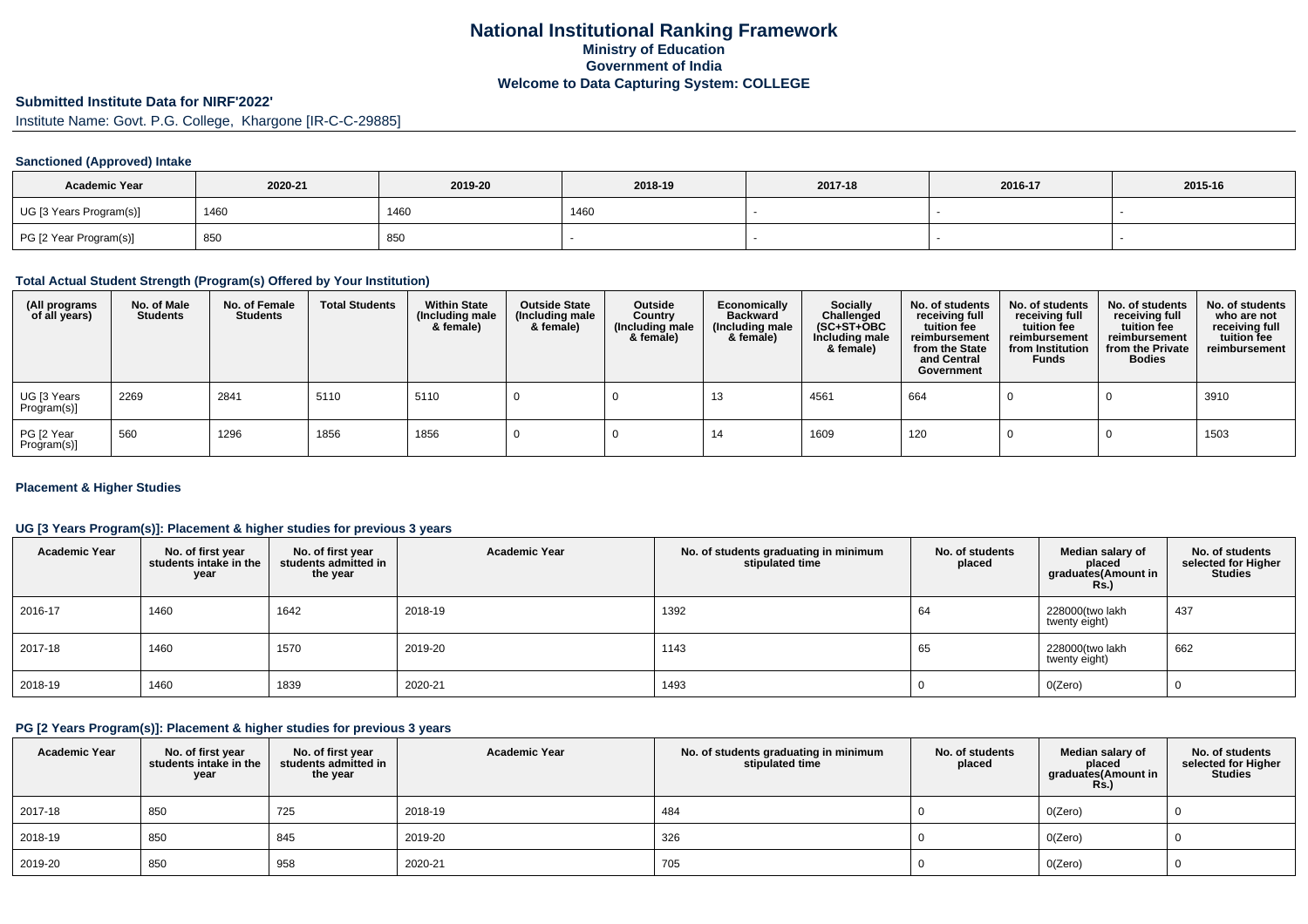# National Institutional Ranking Framework
## Ministry of Education
## Government of India
## Welcome to Data Capturing System: COLLEGE

### Submitted Institute Data for NIRF'2022'

Institute Name: Govt. P.G. College, Khargone [IR-C-C-29885]

#### Sanctioned (Approved) Intake

| Academic Year | 2020-21 | 2019-20 | 2018-19 | 2017-18 | 2016-17 | 2015-16 |
|---|---|---|---|---|---|---|
| UG [3 Years Program(s)] | 1460 | 1460 | 1460 | - | - | - |
| PG [2 Year Program(s)] | 850 | 850 | - | - | - | - |

#### Total Actual Student Strength (Program(s) Offered by Your Institution)

| (All programs of all years) | No. of Male Students | No. of Female Students | Total Students | Within State (Including male & female) | Outside State (Including male & female) | Outside Country (Including male & female) | Economically Backward (Including male & female) | Socially Challenged (SC+ST+OBC Including male & female) | No. of students receiving full tuition fee reimbursement from the State and Central Government | No. of students receiving full tuition fee reimbursement from Institution Funds | No. of students receiving full tuition fee reimbursement from the Private Bodies | No. of students who are not receiving full tuition fee reimbursement |
|---|---|---|---|---|---|---|---|---|---|---|---|---|
| UG [3 Years Program(s)] | 2269 | 2841 | 5110 | 5110 | 0 | 0 | 13 | 4561 | 664 | 0 | 0 | 3910 |
| PG [2 Year Program(s)] | 560 | 1296 | 1856 | 1856 | 0 | 0 | 14 | 1609 | 120 | 0 | 0 | 1503 |

#### Placement & Higher Studies

#### UG [3 Years Program(s)]: Placement & higher studies for previous 3 years

| Academic Year | No. of first year students intake in the year | No. of first year students admitted in the year | Academic Year | No. of students graduating in minimum stipulated time | No. of students placed | Median salary of placed graduates(Amount in Rs.) | No. of students selected for Higher Studies |
|---|---|---|---|---|---|---|---|
| 2016-17 | 1460 | 1642 | 2018-19 | 1392 | 64 | 228000(two lakh twenty eight) | 437 |
| 2017-18 | 1460 | 1570 | 2019-20 | 1143 | 65 | 228000(two lakh twenty eight) | 662 |
| 2018-19 | 1460 | 1839 | 2020-21 | 1493 | 0 | 0(Zero) | 0 |

#### PG [2 Years Program(s)]: Placement & higher studies for previous 3 years

| Academic Year | No. of first year students intake in the year | No. of first year students admitted in the year | Academic Year | No. of students graduating in minimum stipulated time | No. of students placed | Median salary of placed graduates(Amount in Rs.) | No. of students selected for Higher Studies |
|---|---|---|---|---|---|---|---|
| 2017-18 | 850 | 725 | 2018-19 | 484 | 0 | 0(Zero) | 0 |
| 2018-19 | 850 | 845 | 2019-20 | 326 | 0 | 0(Zero) | 0 |
| 2019-20 | 850 | 958 | 2020-21 | 705 | 0 | 0(Zero) | 0 |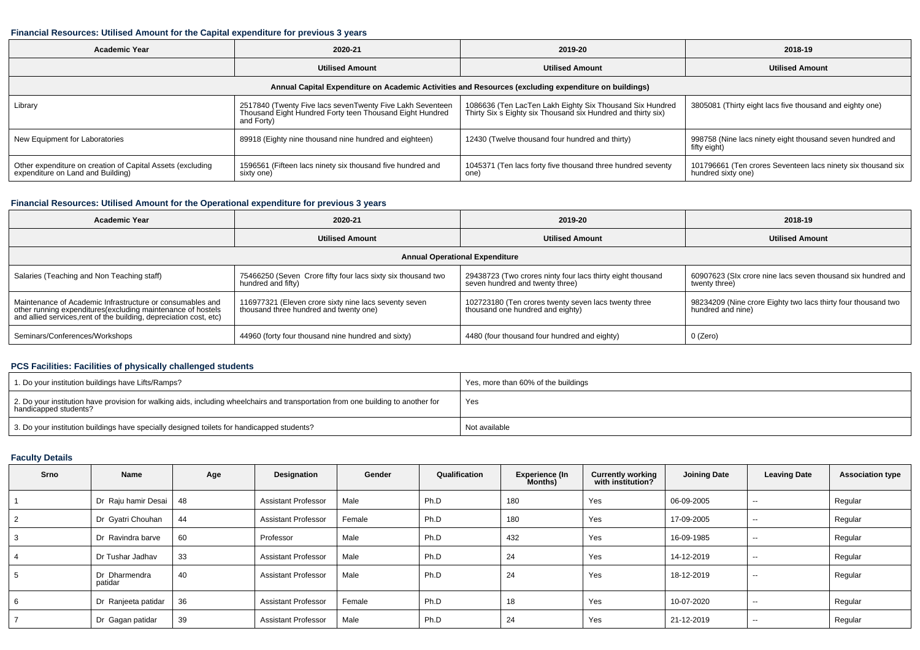### Financial Resources: Utilised Amount for the Capital expenditure for previous 3 years

| Academic Year | 2020-21 | 2019-20 | 2018-19 |
|---|---|---|---|
| | Utilised Amount | Utilised Amount | Utilised Amount |
| **Annual Capital Expenditure on Academic Activities and Resources (excluding expenditure on buildings)** | | | |
| Library | 2517840 (Twenty Five lacs sevenTwenty Five Lakh Seventeen Thousand Eight Hundred Forty teen Thousand Eight Hundred and Forty) | 1086636 (Ten LacTen Lakh Eighty Six Thousand Six Hundred Thirty Six s Eighty six Thousand six Hundred and thirty six) | 3805081 (Thirty eight lacs five thousand and eighty one) |
| New Equipment for Laboratories | 89918 (Eighty nine thousand nine hundred and eighteen) | 12430 (Twelve thousand four hundred and thirty) | 998758 (Nine lacs ninety eight thousand seven hundred and fifty eight) |
| Other expenditure on creation of Capital Assets (excluding expenditure on Land and Building) | 1596561 (Fifteen lacs ninety six thousand five hundred and sixty one) | 1045371 (Ten lacs forty five thousand three hundred seventy one) | 101796661 (Ten crores Seventeen lacs ninety six thousand six hundred sixty one) |

### Financial Resources: Utilised Amount for the Operational expenditure for previous 3 years

| Academic Year | 2020-21 | 2019-20 | 2018-19 |
|---|---|---|---|
| | Utilised Amount | Utilised Amount | Utilised Amount |
| **Annual Operational Expenditure** | | | |
| Salaries (Teaching and Non Teaching staff) | 75466250 (Seven Crore fifty four lacs sixty six thousand two hundred and fifty) | 29438723 (Two crores ninty four lacs thirty eight thousand seven hundred and twenty three) | 60907623 (SIx crore nine lacs seven thousand six hundred and twenty three) |
| Maintenance of Academic Infrastructure or consumables and other running expenditures(excluding maintenance of hostels and allied services,rent of the building, depreciation cost, etc) | 116977321 (Eleven crore sixty nine lacs seventy seven thousand three hundred and twenty one) | 102723180 (Ten crores twenty seven lacs twenty three thousand one hundred and eighty) | 98234209 (Nine crore Eighty two lacs thirty four thousand two hundred and nine) |
| Seminars/Conferences/Workshops | 44960 (forty four thousand nine hundred and sixty) | 4480 (four thousand four hundred and eighty) | 0 (Zero) |

### PCS Facilities: Facilities of physically challenged students

| | |
|---|---|
| 1. Do your institution buildings have Lifts/Ramps? | Yes, more than 60% of the buildings |
| 2. Do your institution have provision for walking aids, including wheelchairs and transportation from one building to another for handicapped students? | Yes |
| 3. Do your institution buildings have specially designed toilets for handicapped students? | Not available |

### Faculty Details

| Srno | Name | Age | Designation | Gender | Qualification | Experience (In Months) | Currently working with institution? | Joining Date | Leaving Date | Association type |
|---|---|---|---|---|---|---|---|---|---|---|
| 1 | Dr Raju hamir Desai | 48 | Assistant Professor | Male | Ph.D | 180 | Yes | 06-09-2005 | -- | Regular |
| 2 | Dr Gyatri Chouhan | 44 | Assistant Professor | Female | Ph.D | 180 | Yes | 17-09-2005 | -- | Regular |
| 3 | Dr Ravindra barve | 60 | Professor | Male | Ph.D | 432 | Yes | 16-09-1985 | -- | Regular |
| 4 | Dr Tushar Jadhav | 33 | Assistant Professor | Male | Ph.D | 24 | Yes | 14-12-2019 | -- | Regular |
| 5 | Dr Dharmendra patidar | 40 | Assistant Professor | Male | Ph.D | 24 | Yes | 18-12-2019 | -- | Regular |
| 6 | Dr Ranjeeta patidar | 36 | Assistant Professor | Female | Ph.D | 18 | Yes | 10-07-2020 | -- | Regular |
| 7 | Dr Gagan patidar | 39 | Assistant Professor | Male | Ph.D | 24 | Yes | 21-12-2019 | -- | Regular |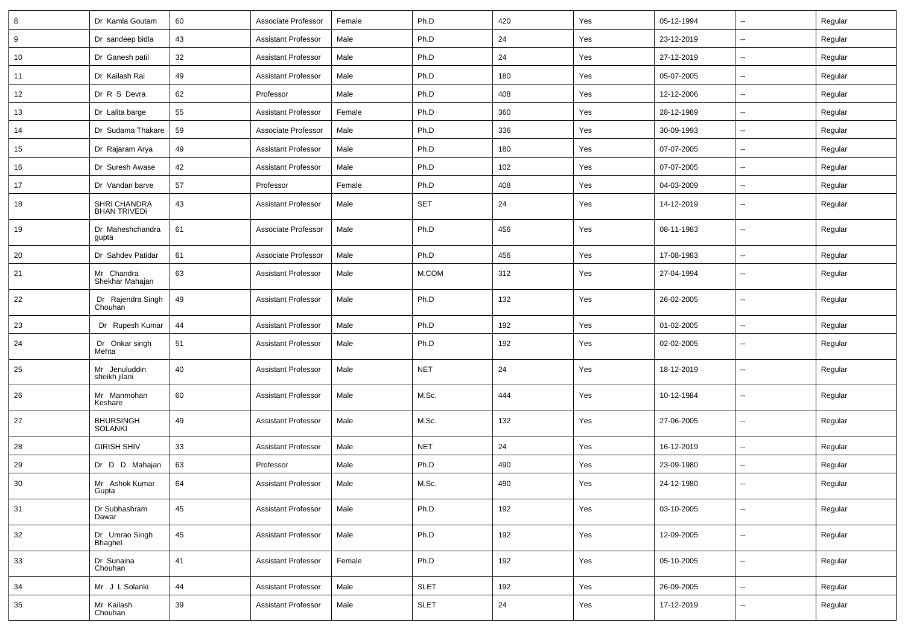| 8 | Dr Kamla Goutam | 60 | Associate Professor | Female | Ph.D | 420 | Yes | 05-12-1994 | -- | Regular |
|---|---|---|---|---|---|---|---|---|---|---|
| 9 | Dr sandeep bidla | 43 | Assistant Professor | Male | Ph.D | 24 | Yes | 23-12-2019 | -- | Regular |
| 10 | Dr Ganesh patil | 32 | Assistant Professor | Male | Ph.D | 24 | Yes | 27-12-2019 | -- | Regular |
| 11 | Dr Kailash Rai | 49 | Assistant Professor | Male | Ph.D | 180 | Yes | 05-07-2005 | -- | Regular |
| 12 | Dr R S Devra | 62 | Professor | Male | Ph.D | 408 | Yes | 12-12-2006 | -- | Regular |
| 13 | Dr Lalita barge | 55 | Assistant Professor | Female | Ph.D | 360 | Yes | 28-12-1989 | -- | Regular |
| 14 | Dr Sudama Thakare | 59 | Associate Professor | Male | Ph.D | 336 | Yes | 30-09-1993 | -- | Regular |
| 15 | Dr Rajaram Arya | 49 | Assistant Professor | Male | Ph.D | 180 | Yes | 07-07-2005 | -- | Regular |
| 16 | Dr Suresh Awase | 42 | Assistant Professor | Male | Ph.D | 102 | Yes | 07-07-2005 | -- | Regular |
| 17 | Dr Vandan barve | 57 | Professor | Female | Ph.D | 408 | Yes | 04-03-2009 | -- | Regular |
| 18 | SHRI CHANDRA BHAN TRIVEDi | 43 | Assistant Professor | Male | SET | 24 | Yes | 14-12-2019 | -- | Regular |
| 19 | Dr Maheshchandra gupta | 61 | Associate Professor | Male | Ph.D | 456 | Yes | 08-11-1983 | -- | Regular |
| 20 | Dr Sahdev Patidar | 61 | Associate Professor | Male | Ph.D | 456 | Yes | 17-08-1983 | -- | Regular |
| 21 | Mr Chandra Shekhar Mahajan | 63 | Assistant Professor | Male | M.COM | 312 | Yes | 27-04-1994 | -- | Regular |
| 22 | Dr Rajendra Singh Chouhan | 49 | Assistant Professor | Male | Ph.D | 132 | Yes | 26-02-2005 | -- | Regular |
| 23 | Dr Rupesh Kumar | 44 | Assistant Professor | Male | Ph.D | 192 | Yes | 01-02-2005 | -- | Regular |
| 24 | Dr Onkar singh Mehta | 51 | Assistant Professor | Male | Ph.D | 192 | Yes | 02-02-2005 | -- | Regular |
| 25 | Mr Jenuluddin sheikh jilani | 40 | Assistant Professor | Male | NET | 24 | Yes | 18-12-2019 | -- | Regular |
| 26 | Mr Manmohan Keshare | 60 | Assistant Professor | Male | M.Sc. | 444 | Yes | 10-12-1984 | -- | Regular |
| 27 | BHURSINGH SOLANKI | 49 | Assistant Professor | Male | M.Sc. | 132 | Yes | 27-06-2005 | -- | Regular |
| 28 | GIRISH SHIV | 33 | Assistant Professor | Male | NET | 24 | Yes | 16-12-2019 | -- | Regular |
| 29 | Dr D D Mahajan | 63 | Professor | Male | Ph.D | 490 | Yes | 23-09-1980 | -- | Regular |
| 30 | Mr Ashok Kumar Gupta | 64 | Assistant Professor | Male | M.Sc. | 490 | Yes | 24-12-1980 | -- | Regular |
| 31 | Dr Subhashram Dawar | 45 | Assistant Professor | Male | Ph.D | 192 | Yes | 03-10-2005 | -- | Regular |
| 32 | Dr Umrao Singh Bhaghel | 45 | Assistant Professor | Male | Ph.D | 192 | Yes | 12-09-2005 | -- | Regular |
| 33 | Dr Sunaina Chouhan | 41 | Assistant Professor | Female | Ph.D | 192 | Yes | 05-10-2005 | -- | Regular |
| 34 | Mr J L Solanki | 44 | Assistant Professor | Male | SLET | 192 | Yes | 26-09-2005 | -- | Regular |
| 35 | Mr Kailash Chouhan | 39 | Assistant Professor | Male | SLET | 24 | Yes | 17-12-2019 | -- | Regular |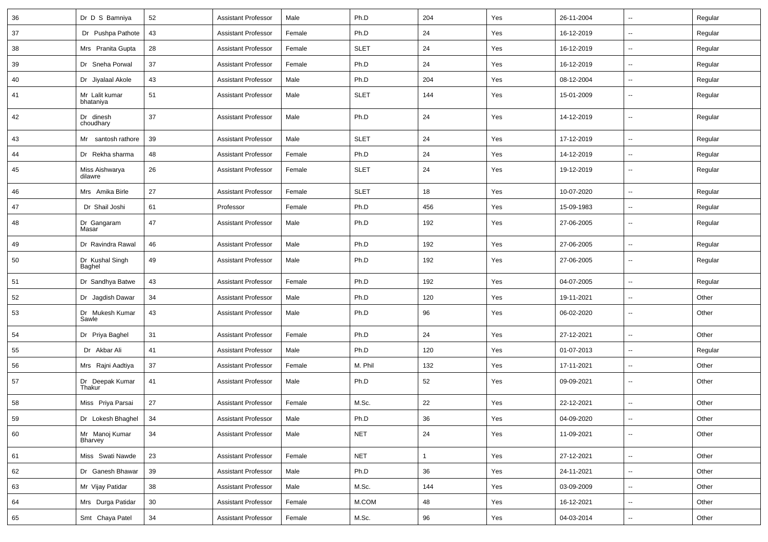| 36 | Dr D S Bamniya | 52 | Assistant Professor | Male | Ph.D | 204 | Yes | 26-11-2004 | -- | Regular |
|---|---|---|---|---|---|---|---|---|---|---|
| 37 | Dr Pushpa Pathote | 43 | Assistant Professor | Female | Ph.D | 24 | Yes | 16-12-2019 | -- | Regular |
| 38 | Mrs Pranita Gupta | 28 | Assistant Professor | Female | SLET | 24 | Yes | 16-12-2019 | -- | Regular |
| 39 | Dr Sneha Porwal | 37 | Assistant Professor | Female | Ph.D | 24 | Yes | 16-12-2019 | -- | Regular |
| 40 | Dr Jiyalaal Akole | 43 | Assistant Professor | Male | Ph.D | 204 | Yes | 08-12-2004 | -- | Regular |
| 41 | Mr Lalit kumar bhataniya | 51 | Assistant Professor | Male | SLET | 144 | Yes | 15-01-2009 | -- | Regular |
| 42 | Dr dinesh choudhary | 37 | Assistant Professor | Male | Ph.D | 24 | Yes | 14-12-2019 | -- | Regular |
| 43 | Mr santosh rathore | 39 | Assistant Professor | Male | SLET | 24 | Yes | 17-12-2019 | -- | Regular |
| 44 | Dr Rekha sharma | 48 | Assistant Professor | Female | Ph.D | 24 | Yes | 14-12-2019 | -- | Regular |
| 45 | Miss Aishwarya dilawre | 26 | Assistant Professor | Female | SLET | 24 | Yes | 19-12-2019 | -- | Regular |
| 46 | Mrs Amika Birle | 27 | Assistant Professor | Female | SLET | 18 | Yes | 10-07-2020 | -- | Regular |
| 47 | Dr Shail Joshi | 61 | Professor | Female | Ph.D | 456 | Yes | 15-09-1983 | -- | Regular |
| 48 | Dr Gangaram Masar | 47 | Assistant Professor | Male | Ph.D | 192 | Yes | 27-06-2005 | -- | Regular |
| 49 | Dr Ravindra Rawal | 46 | Assistant Professor | Male | Ph.D | 192 | Yes | 27-06-2005 | -- | Regular |
| 50 | Dr Kushal Singh Baghel | 49 | Assistant Professor | Male | Ph.D | 192 | Yes | 27-06-2005 | -- | Regular |
| 51 | Dr Sandhya Batwe | 43 | Assistant Professor | Female | Ph.D | 192 | Yes | 04-07-2005 | -- | Regular |
| 52 | Dr Jagdish Dawar | 34 | Assistant Professor | Male | Ph.D | 120 | Yes | 19-11-2021 | -- | Other |
| 53 | Dr Mukesh Kumar Sawle | 43 | Assistant Professor | Male | Ph.D | 96 | Yes | 06-02-2020 | -- | Other |
| 54 | Dr Priya Baghel | 31 | Assistant Professor | Female | Ph.D | 24 | Yes | 27-12-2021 | -- | Other |
| 55 | Dr Akbar Ali | 41 | Assistant Professor | Male | Ph.D | 120 | Yes | 01-07-2013 | -- | Regular |
| 56 | Mrs Rajni Aadtiya | 37 | Assistant Professor | Female | M. Phil | 132 | Yes | 17-11-2021 | -- | Other |
| 57 | Dr Deepak Kumar Thakur | 41 | Assistant Professor | Male | Ph.D | 52 | Yes | 09-09-2021 | -- | Other |
| 58 | Miss Priya Parsai | 27 | Assistant Professor | Female | M.Sc. | 22 | Yes | 22-12-2021 | -- | Other |
| 59 | Dr Lokesh Bhaghel | 34 | Assistant Professor | Male | Ph.D | 36 | Yes | 04-09-2020 | -- | Other |
| 60 | Mr Manoj Kumar Bharvey | 34 | Assistant Professor | Male | NET | 24 | Yes | 11-09-2021 | -- | Other |
| 61 | Miss Swati Nawde | 23 | Assistant Professor | Female | NET | 1 | Yes | 27-12-2021 | -- | Other |
| 62 | Dr Ganesh Bhawar | 39 | Assistant Professor | Male | Ph.D | 36 | Yes | 24-11-2021 | -- | Other |
| 63 | Mr Vijay Patidar | 38 | Assistant Professor | Male | M.Sc. | 144 | Yes | 03-09-2009 | -- | Other |
| 64 | Mrs Durga Patidar | 30 | Assistant Professor | Female | M.COM | 48 | Yes | 16-12-2021 | -- | Other |
| 65 | Smt Chaya Patel | 34 | Assistant Professor | Female | M.Sc. | 96 | Yes | 04-03-2014 | -- | Other |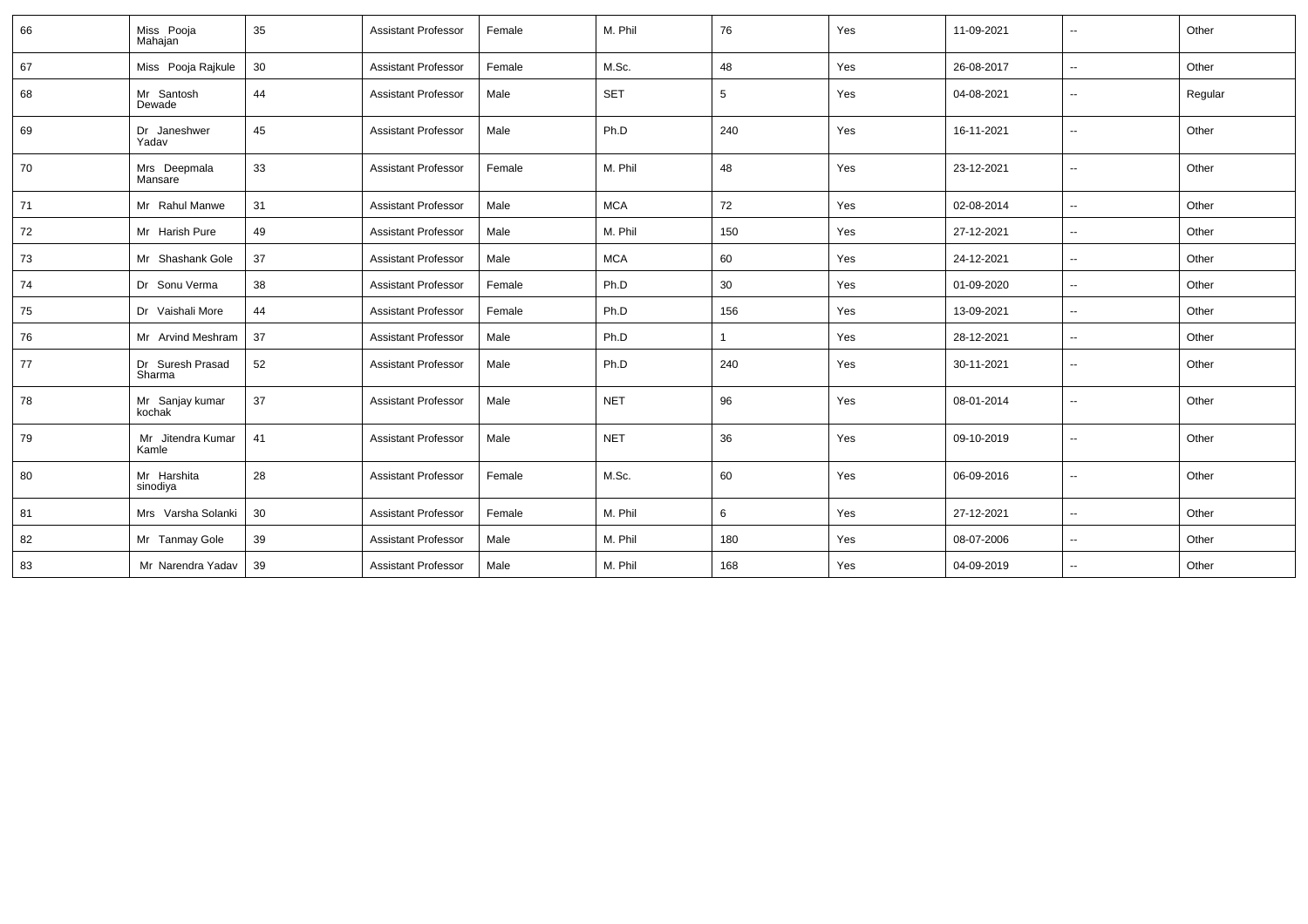| | | | | | | | | | | |
|---|---|---|---|---|---|---|---|---|---|---|
| 66 | Miss Pooja Mahajan | 35 | Assistant Professor | Female | M. Phil | 76 | Yes | 11-09-2021 | -- | Other |
| 67 | Miss Pooja Rajkule | 30 | Assistant Professor | Female | M.Sc. | 48 | Yes | 26-08-2017 | -- | Other |
| 68 | Mr Santosh Dewade | 44 | Assistant Professor | Male | SET | 5 | Yes | 04-08-2021 | -- | Regular |
| 69 | Dr Janeshwer Yadav | 45 | Assistant Professor | Male | Ph.D | 240 | Yes | 16-11-2021 | -- | Other |
| 70 | Mrs Deepmala Mansare | 33 | Assistant Professor | Female | M. Phil | 48 | Yes | 23-12-2021 | -- | Other |
| 71 | Mr Rahul Manwe | 31 | Assistant Professor | Male | MCA | 72 | Yes | 02-08-2014 | -- | Other |
| 72 | Mr Harish Pure | 49 | Assistant Professor | Male | M. Phil | 150 | Yes | 27-12-2021 | -- | Other |
| 73 | Mr Shashank Gole | 37 | Assistant Professor | Male | MCA | 60 | Yes | 24-12-2021 | -- | Other |
| 74 | Dr Sonu Verma | 38 | Assistant Professor | Female | Ph.D | 30 | Yes | 01-09-2020 | -- | Other |
| 75 | Dr Vaishali More | 44 | Assistant Professor | Female | Ph.D | 156 | Yes | 13-09-2021 | -- | Other |
| 76 | Mr Arvind Meshram | 37 | Assistant Professor | Male | Ph.D | 1 | Yes | 28-12-2021 | -- | Other |
| 77 | Dr Suresh Prasad Sharma | 52 | Assistant Professor | Male | Ph.D | 240 | Yes | 30-11-2021 | -- | Other |
| 78 | Mr Sanjay kumar kochak | 37 | Assistant Professor | Male | NET | 96 | Yes | 08-01-2014 | -- | Other |
| 79 | Mr Jitendra Kumar Kamle | 41 | Assistant Professor | Male | NET | 36 | Yes | 09-10-2019 | -- | Other |
| 80 | Mr Harshita sinodiya | 28 | Assistant Professor | Female | M.Sc. | 60 | Yes | 06-09-2016 | -- | Other |
| 81 | Mrs Varsha Solanki | 30 | Assistant Professor | Female | M. Phil | 6 | Yes | 27-12-2021 | -- | Other |
| 82 | Mr Tanmay Gole | 39 | Assistant Professor | Male | M. Phil | 180 | Yes | 08-07-2006 | -- | Other |
| 83 | Mr Narendra Yadav | 39 | Assistant Professor | Male | M. Phil | 168 | Yes | 04-09-2019 | -- | Other |